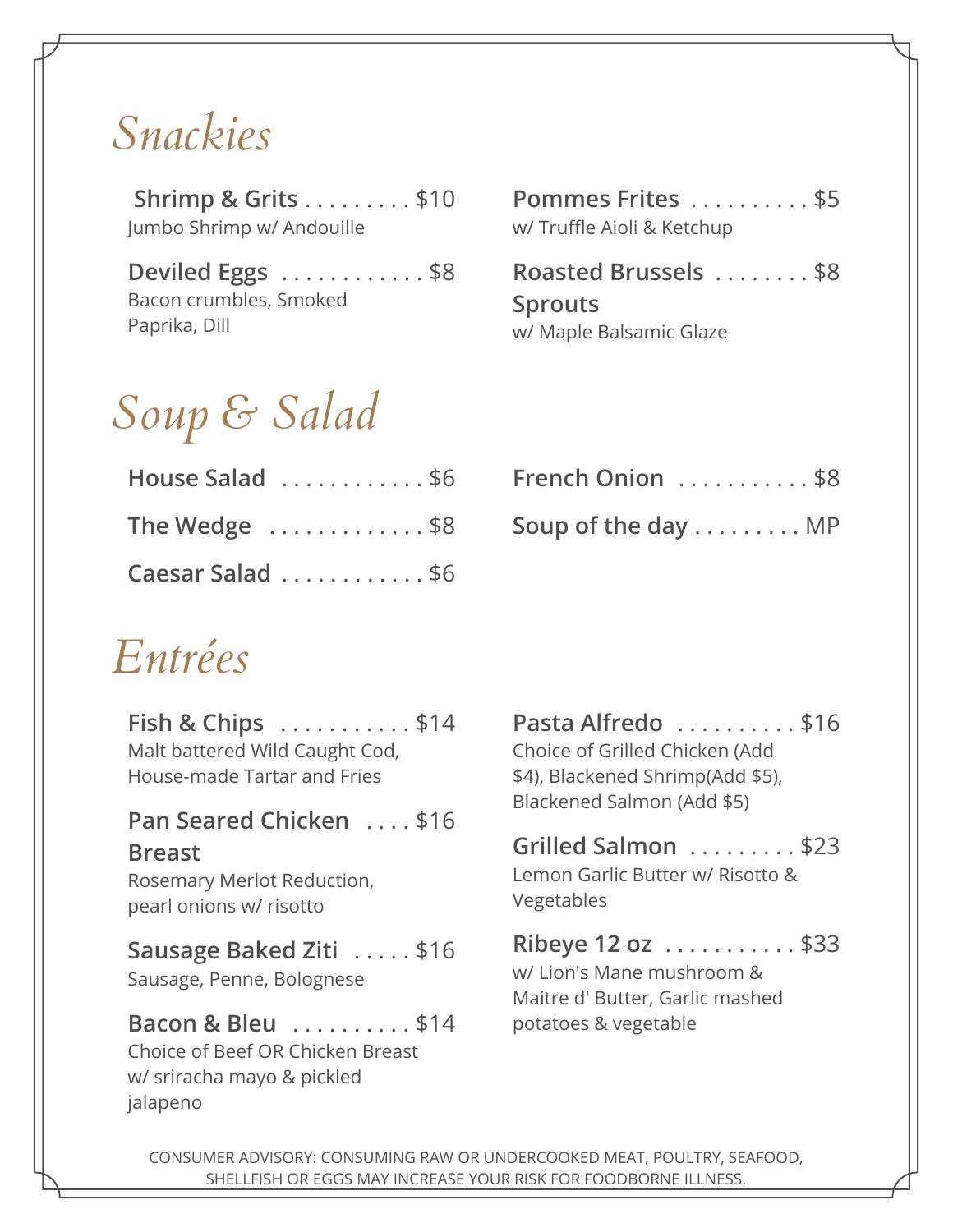## *Snackies*

**Shrimp & Grits** . . . . . . . . . $10
Jumbo Shrimp w/ Andouille

**Deviled Eggs** . . . . . . . . . . . . $8
Bacon crumbles, Smoked Paprika, Dill

**Pommes Frites** . . . . . . . . . . $5
w/ Truffle Aioli & Ketchup

**Roasted Brussels Sprouts** . . . . . . . . $8
w/ Maple Balsamic Glaze

## *Soup & Salad*

**House Salad** . . . . . . . . . . . . $6

**The Wedge** . . . . . . . . . . . . . $8

**Caesar Salad** . . . . . . . . . . . . $6

**French Onion** . . . . . . . . . . . $8

**Soup of the day** . . . . . . . . . MP

## *Entrées*

**Fish & Chips** . . . . . . . . . . . $14
Malt battered Wild Caught Cod, House-made Tartar and Fries

**Pan Seared Chicken Breast** . . . . $16
Rosemary Merlot Reduction, pearl onions w/ risotto

**Sausage Baked Ziti** . . . . . $16
Sausage, Penne, Bolognese

**Bacon & Bleu** . . . . . . . . . . $14
Choice of Beef OR Chicken Breast w/ sriracha mayo & pickled jalapeno

**Pasta Alfredo** . . . . . . . . . . $16
Choice of Grilled Chicken (Add $4), Blackened Shrimp(Add $5), Blackened Salmon (Add $5)

**Grilled Salmon** . . . . . . . . . $23
Lemon Garlic Butter w/ Risotto & Vegetables

**Ribeye 12 oz** . . . . . . . . . . . $33
w/ Lion's Mane mushroom & Maitre d' Butter, Garlic mashed potatoes & vegetable

CONSUMER ADVISORY: CONSUMING RAW OR UNDERCOOKED MEAT, POULTRY, SEAFOOD, SHELLFISH OR EGGS MAY INCREASE YOUR RISK FOR FOODBORNE ILLNESS.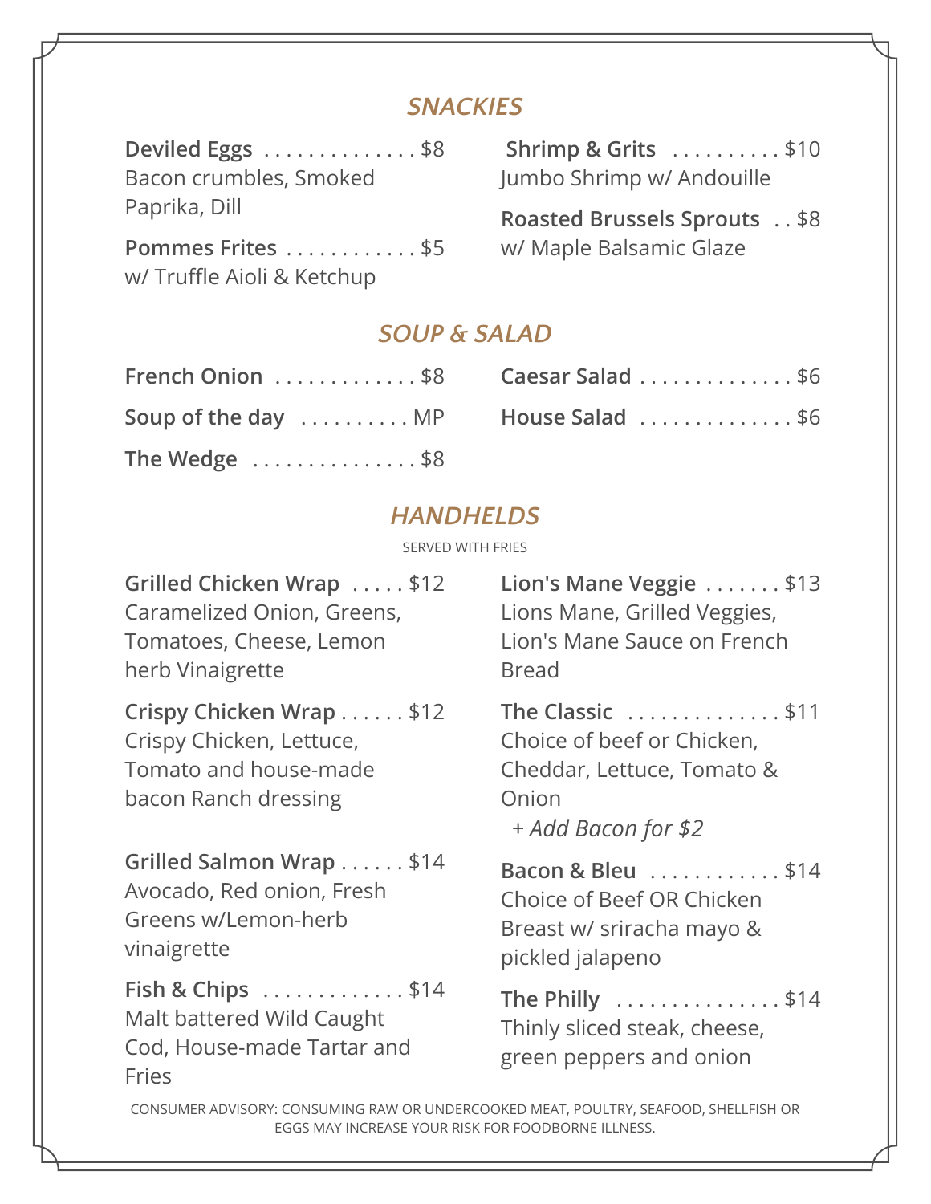## SNACKIES

**Deviled Eggs** . . . . . . . . . . . . . . $8
Bacon crumbles, Smoked Paprika, Dill

**Pommes Frites** . . . . . . . . . . . . $5
w/ Truffle Aioli & Ketchup

**Shrimp & Grits** . . . . . . . . . . $10
Jumbo Shrimp w/ Andouille

**Roasted Brussels Sprouts** . . $8
w/ Maple Balsamic Glaze

## SOUP & SALAD

**French Onion** . . . . . . . . . . . . . $8

**Soup of the day** . . . . . . . . . . MP

**The Wedge** . . . . . . . . . . . . . . . $8

**Caesar Salad** . . . . . . . . . . . . . . $6

**House Salad** . . . . . . . . . . . . . . $6

## HANDHELDS

SERVED WITH FRIES

**Grilled Chicken Wrap** . . . . . $12
Caramelized Onion, Greens, Tomatoes, Cheese, Lemon herb Vinaigrette

**Crispy Chicken Wrap** . . . . . . $12
Crispy Chicken, Lettuce, Tomato and house-made bacon Ranch dressing

**Grilled Salmon Wrap** . . . . . . $14
Avocado, Red onion, Fresh Greens w/Lemon-herb vinaigrette

**Fish & Chips** . . . . . . . . . . . . . $14
Malt battered Wild Caught Cod, House-made Tartar and Fries

**Lion's Mane Veggie** . . . . . . . $13
Lions Mane, Grilled Veggies, Lion's Mane Sauce on French Bread

**The Classic** . . . . . . . . . . . . . . $11
Choice of beef or Chicken, Cheddar, Lettuce, Tomato & Onion
*+ Add Bacon for $2*

**Bacon & Bleu** . . . . . . . . . . . . . $14
Choice of Beef OR Chicken Breast w/ sriracha mayo & pickled jalapeno

**The Philly** . . . . . . . . . . . . . . . $14
Thinly sliced steak, cheese, green peppers and onion

CONSUMER ADVISORY: CONSUMING RAW OR UNDERCOOKED MEAT, POULTRY, SEAFOOD, SHELLFISH OR EGGS MAY INCREASE YOUR RISK FOR FOODBORNE ILLNESS.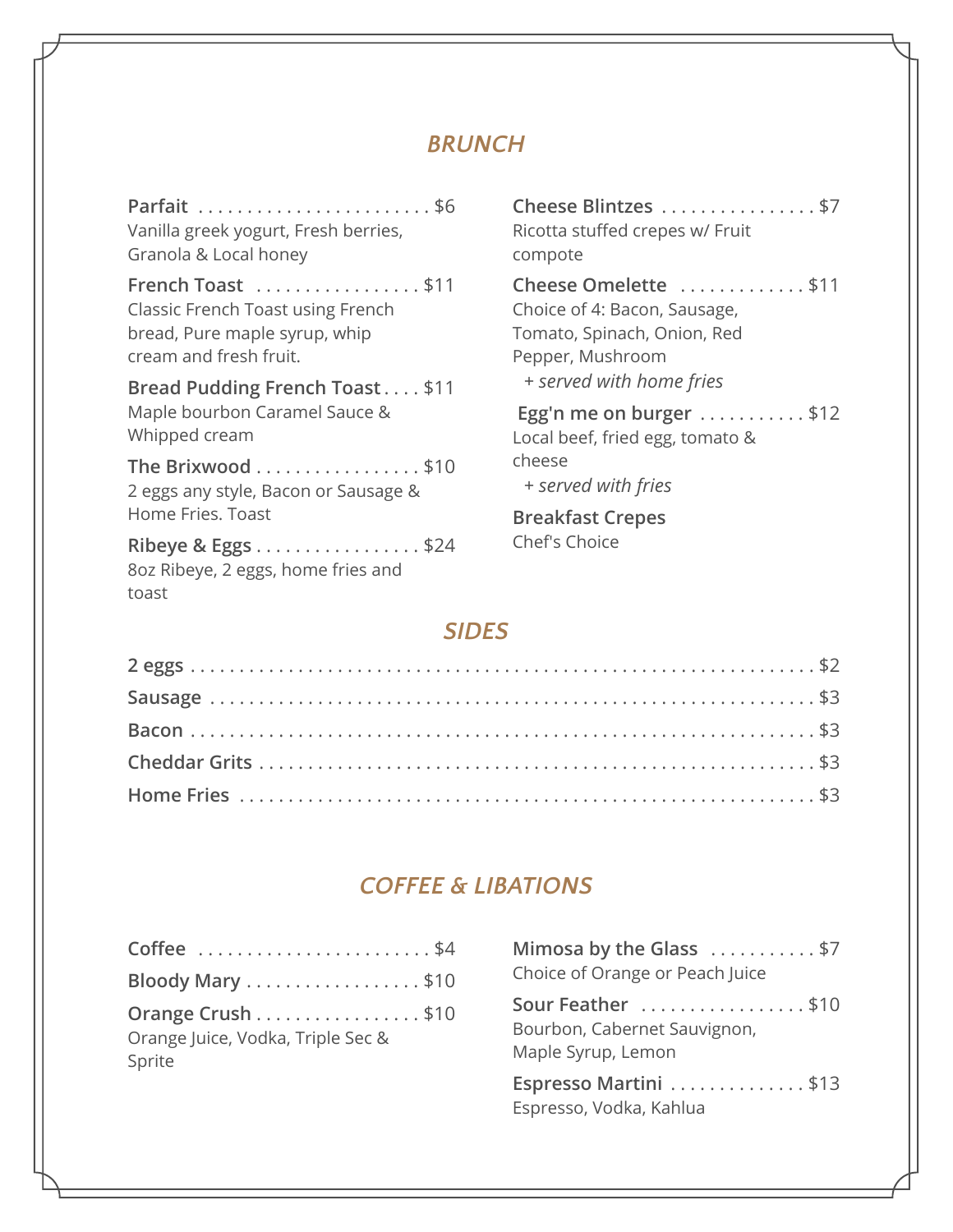## *BRUNCH*

**Parfait** . . . . . . . . . . . . . . . . . . . . . . . . $6
Vanilla greek yogurt, Fresh berries, Granola & Local honey

**French Toast** . . . . . . . . . . . . . . . . . $11
Classic French Toast using French bread, Pure maple syrup, whip cream and fresh fruit.

**Bread Pudding French Toast** . . . . $11
Maple bourbon Caramel Sauce & Whipped cream

**The Brixwood** . . . . . . . . . . . . . . . . . $10
2 eggs any style, Bacon or Sausage & Home Fries. Toast

**Ribeye & Eggs** . . . . . . . . . . . . . . . . . $24
8oz Ribeye, 2 eggs, home fries and toast

**Cheese Blintzes** . . . . . . . . . . . . . . . . $7
Ricotta stuffed crepes w/ Fruit compote

**Cheese Omelette** . . . . . . . . . . . . . $11
Choice of 4: Bacon, Sausage, Tomato, Spinach, Onion, Red Pepper, Mushroom
+ *served with home fries*

**Egg'n me on burger** . . . . . . . . . . . $12
Local beef, fried egg, tomato & cheese
+ *served with fries*

**Breakfast Crepes**
Chef's Choice

## *SIDES*

**2 eggs** . . . . . . . . . . . . . . . . . . . . . . . . . . . . . . . . . . . . . . . . . . . . . . . . . . . . . . . . $2

**Sausage** . . . . . . . . . . . . . . . . . . . . . . . . . . . . . . . . . . . . . . . . . . . . . . . . . . . . . . $3

**Bacon** . . . . . . . . . . . . . . . . . . . . . . . . . . . . . . . . . . . . . . . . . . . . . . . . . . . . . . . . $3

**Cheddar Grits** . . . . . . . . . . . . . . . . . . . . . . . . . . . . . . . . . . . . . . . . . . . . . . . . . $3

**Home Fries** . . . . . . . . . . . . . . . . . . . . . . . . . . . . . . . . . . . . . . . . . . . . . . . . . . . $3

## *COFFEE & LIBATIONS*

**Coffee** . . . . . . . . . . . . . . . . . . . . . . . . $4

**Bloody Mary** . . . . . . . . . . . . . . . . . . $10

**Orange Crush** . . . . . . . . . . . . . . . . . $10
Orange Juice, Vodka, Triple Sec & Sprite

**Mimosa by the Glass** . . . . . . . . . . . $7
Choice of Orange or Peach Juice

**Sour Feather** . . . . . . . . . . . . . . . . . $10
Bourbon, Cabernet Sauvignon, Maple Syrup, Lemon

**Espresso Martini** . . . . . . . . . . . . . . $13
Espresso, Vodka, Kahlua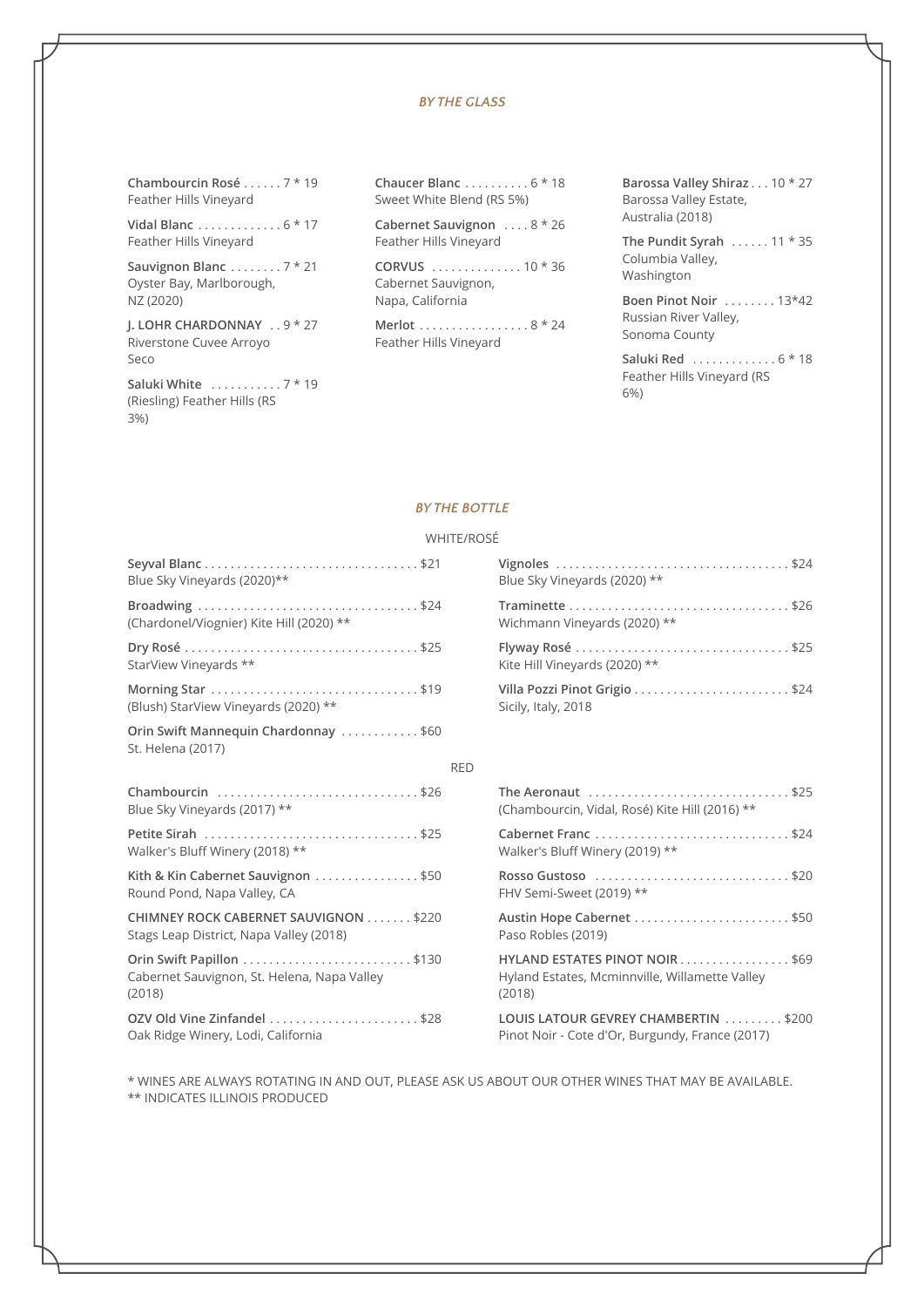## *BY THE GLASS*

**Chambourcin Rosé** . . . . . . 7 * 19
Feather Hills Vineyard

**Vidal Blanc** . . . . . . . . . . . . . 6 * 17
Feather Hills Vineyard

**Sauvignon Blanc** . . . . . . . . 7 * 21
Oyster Bay, Marlborough, NZ (2020)

**J. LOHR CHARDONNAY** . . 9 * 27
Riverstone Cuvee Arroyo Seco

**Saluki White** . . . . . . . . . . . 7 * 19
(Riesling) Feather Hills (RS 3%)

**Chaucer Blanc** . . . . . . . . . . 6 * 18
Sweet White Blend (RS 5%)

**Cabernet Sauvignon** . . . . 8 * 26
Feather Hills Vineyard

**CORVUS** . . . . . . . . . . . . . . 10 * 36
Cabernet Sauvignon, Napa, California

**Merlot** . . . . . . . . . . . . . . . . . 8 * 24
Feather Hills Vineyard

**Barossa Valley Shiraz** . . . 10 * 27
Barossa Valley Estate, Australia (2018)

**The Pundit Syrah** . . . . . . 11 * 35
Columbia Valley, Washington

**Boen Pinot Noir** . . . . . . . . 13*42
Russian River Valley, Sonoma County

**Saluki Red** . . . . . . . . . . . . . 6 * 18
Feather Hills Vineyard (RS 6%)

## *BY THE BOTTLE*

### WHITE/ROSÉ

**Seyval Blanc** . . . . . . . . . . . . . . . . . . . . . . . . . . . . . . . . $21
Blue Sky Vineyards (2020)**

**Broadwing** . . . . . . . . . . . . . . . . . . . . . . . . . . . . . . . . . $24
(Chardonel/Viognier) Kite Hill (2020) **

**Dry Rosé** . . . . . . . . . . . . . . . . . . . . . . . . . . . . . . . . . . . $25
StarView Vineyards **

**Morning Star** . . . . . . . . . . . . . . . . . . . . . . . . . . . . . . . $19
(Blush) StarView Vineyards (2020) **

**Orin Swift Mannequin Chardonnay** . . . . . . . . . . . . $60
St. Helena (2017)

**Vignoles** . . . . . . . . . . . . . . . . . . . . . . . . . . . . . . . . . . . $24
Blue Sky Vineyards (2020) **

**Traminette** . . . . . . . . . . . . . . . . . . . . . . . . . . . . . . . . . $26
Wichmann Vineyards (2020) **

**Flyway Rosé** . . . . . . . . . . . . . . . . . . . . . . . . . . . . . . . . $25
Kite Hill Vineyards (2020) **

**Villa Pozzi Pinot Grigio** . . . . . . . . . . . . . . . . . . . . . . . . $24
Sicily, Italy, 2018

### RED

**Chambourcin** . . . . . . . . . . . . . . . . . . . . . . . . . . . . . . . $26
Blue Sky Vineyards (2017) **

**Petite Sirah** . . . . . . . . . . . . . . . . . . . . . . . . . . . . . . . . $25
Walker's Bluff Winery (2018) **

**Kith & Kin Cabernet Sauvignon** . . . . . . . . . . . . . . . . $50
Round Pond, Napa Valley, CA

**CHIMNEY ROCK CABERNET SAUVIGNON** . . . . . . . $220
Stags Leap District, Napa Valley (2018)

**Orin Swift Papillon** . . . . . . . . . . . . . . . . . . . . . . . . . $130
Cabernet Sauvignon, St. Helena, Napa Valley (2018)

**OZV Old Vine Zinfandel** . . . . . . . . . . . . . . . . . . . . . . . $28
Oak Ridge Winery, Lodi, California

**The Aeronaut** . . . . . . . . . . . . . . . . . . . . . . . . . . . . . . . $25
(Chambourcin, Vidal, Rosé) Kite Hill (2016) **

**Cabernet Franc** . . . . . . . . . . . . . . . . . . . . . . . . . . . . . $24
Walker's Bluff Winery (2019) **

**Rosso Gustoso** . . . . . . . . . . . . . . . . . . . . . . . . . . . . . . $20
FHV Semi-Sweet (2019) **

**Austin Hope Cabernet** . . . . . . . . . . . . . . . . . . . . . . . . $50
Paso Robles (2019)

**HYLAND ESTATES PINOT NOIR** . . . . . . . . . . . . . . . . . $69
Hyland Estates, Mcminnville, Willamette Valley (2018)

**LOUIS LATOUR GEVREY CHAMBERTIN** . . . . . . . . . $200
Pinot Noir - Cote d'Or, Burgundy, France (2017)

\* WINES ARE ALWAYS ROTATING IN AND OUT, PLEASE ASK US ABOUT OUR OTHER WINES THAT MAY BE AVAILABLE.
** INDICATES ILLINOIS PRODUCED